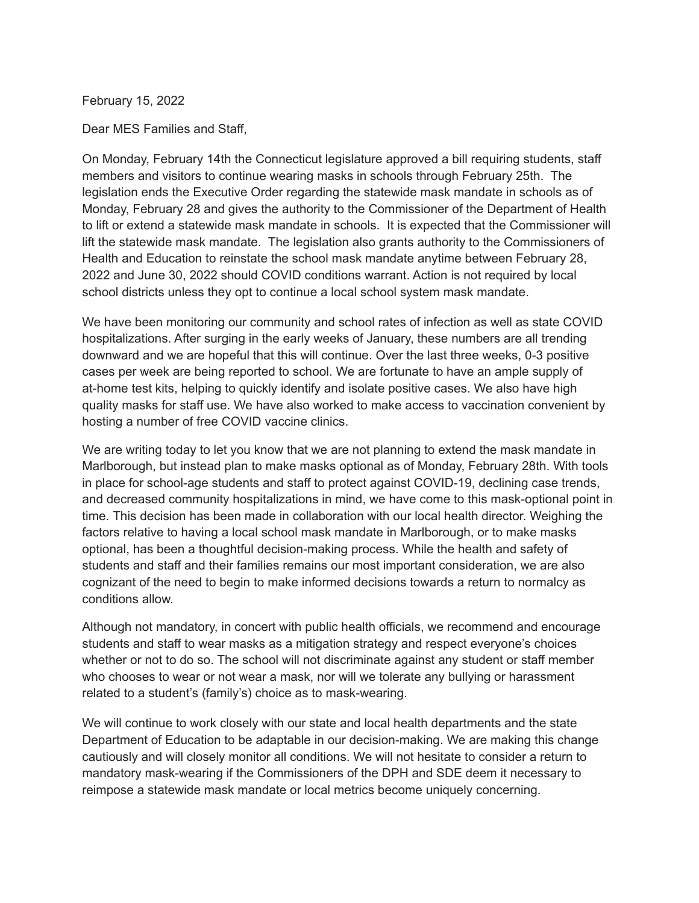February 15, 2022

Dear MES Families and Staff,

On Monday, February 14th the Connecticut legislature approved a bill requiring students, staff members and visitors to continue wearing masks in schools through February 25th. The legislation ends the Executive Order regarding the statewide mask mandate in schools as of Monday, February 28 and gives the authority to the Commissioner of the Department of Health to lift or extend a statewide mask mandate in schools. It is expected that the Commissioner will lift the statewide mask mandate. The legislation also grants authority to the Commissioners of Health and Education to reinstate the school mask mandate anytime between February 28, 2022 and June 30, 2022 should COVID conditions warrant. Action is not required by local school districts unless they opt to continue a local school system mask mandate.

We have been monitoring our community and school rates of infection as well as state COVID hospitalizations. After surging in the early weeks of January, these numbers are all trending downward and we are hopeful that this will continue. Over the last three weeks, 0-3 positive cases per week are being reported to school. We are fortunate to have an ample supply of at-home test kits, helping to quickly identify and isolate positive cases. We also have high quality masks for staff use. We have also worked to make access to vaccination convenient by hosting a number of free COVID vaccine clinics.

We are writing today to let you know that we are not planning to extend the mask mandate in Marlborough, but instead plan to make masks optional as of Monday, February 28th. With tools in place for school-age students and staff to protect against COVID-19, declining case trends, and decreased community hospitalizations in mind, we have come to this mask-optional point in time. This decision has been made in collaboration with our local health director. Weighing the factors relative to having a local school mask mandate in Marlborough, or to make masks optional, has been a thoughtful decision-making process. While the health and safety of students and staff and their families remains our most important consideration, we are also cognizant of the need to begin to make informed decisions towards a return to normalcy as conditions allow.

Although not mandatory, in concert with public health officials, we recommend and encourage students and staff to wear masks as a mitigation strategy and respect everyone's choices whether or not to do so. The school will not discriminate against any student or staff member who chooses to wear or not wear a mask, nor will we tolerate any bullying or harassment related to a student's (family's) choice as to mask-wearing.

We will continue to work closely with our state and local health departments and the state Department of Education to be adaptable in our decision-making. We are making this change cautiously and will closely monitor all conditions. We will not hesitate to consider a return to mandatory mask-wearing if the Commissioners of the DPH and SDE deem it necessary to reimpose a statewide mask mandate or local metrics become uniquely concerning.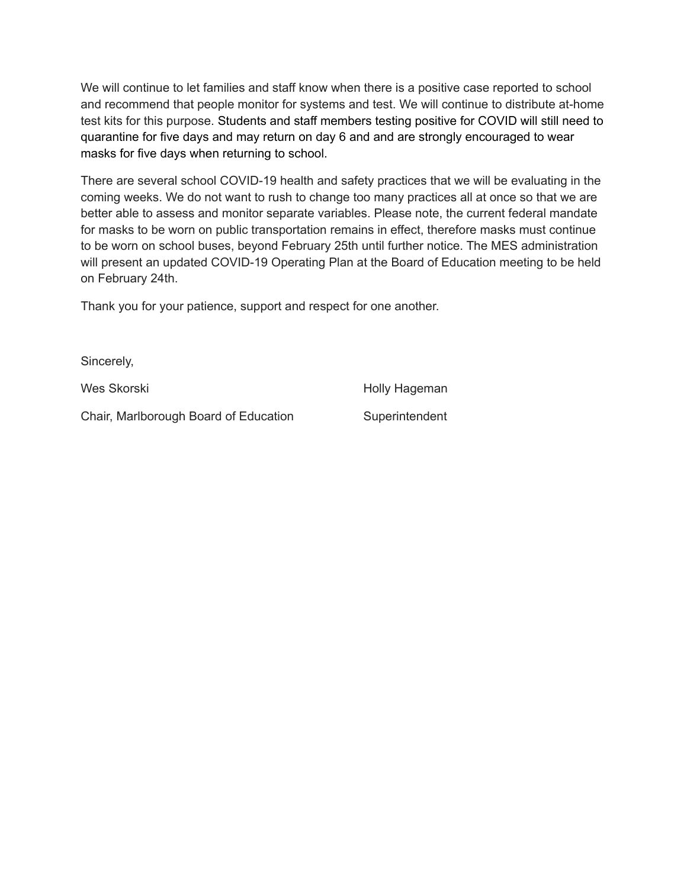We will continue to let families and staff know when there is a positive case reported to school and recommend that people monitor for systems and test. We will continue to distribute at-home test kits for this purpose. Students and staff members testing positive for COVID will still need to quarantine for five days and may return on day 6 and and are strongly encouraged to wear masks for five days when returning to school.

There are several school COVID-19 health and safety practices that we will be evaluating in the coming weeks. We do not want to rush to change too many practices all at once so that we are better able to assess and monitor separate variables. Please note, the current federal mandate for masks to be worn on public transportation remains in effect, therefore masks must continue to be worn on school buses, beyond February 25th until further notice. The MES administration will present an updated COVID-19 Operating Plan at the Board of Education meeting to be held on February 24th.

Thank you for your patience, support and respect for one another.

Sincerely,

Wes Skorski
Chair, Marlborough Board of Education

Holly Hageman
Superintendent